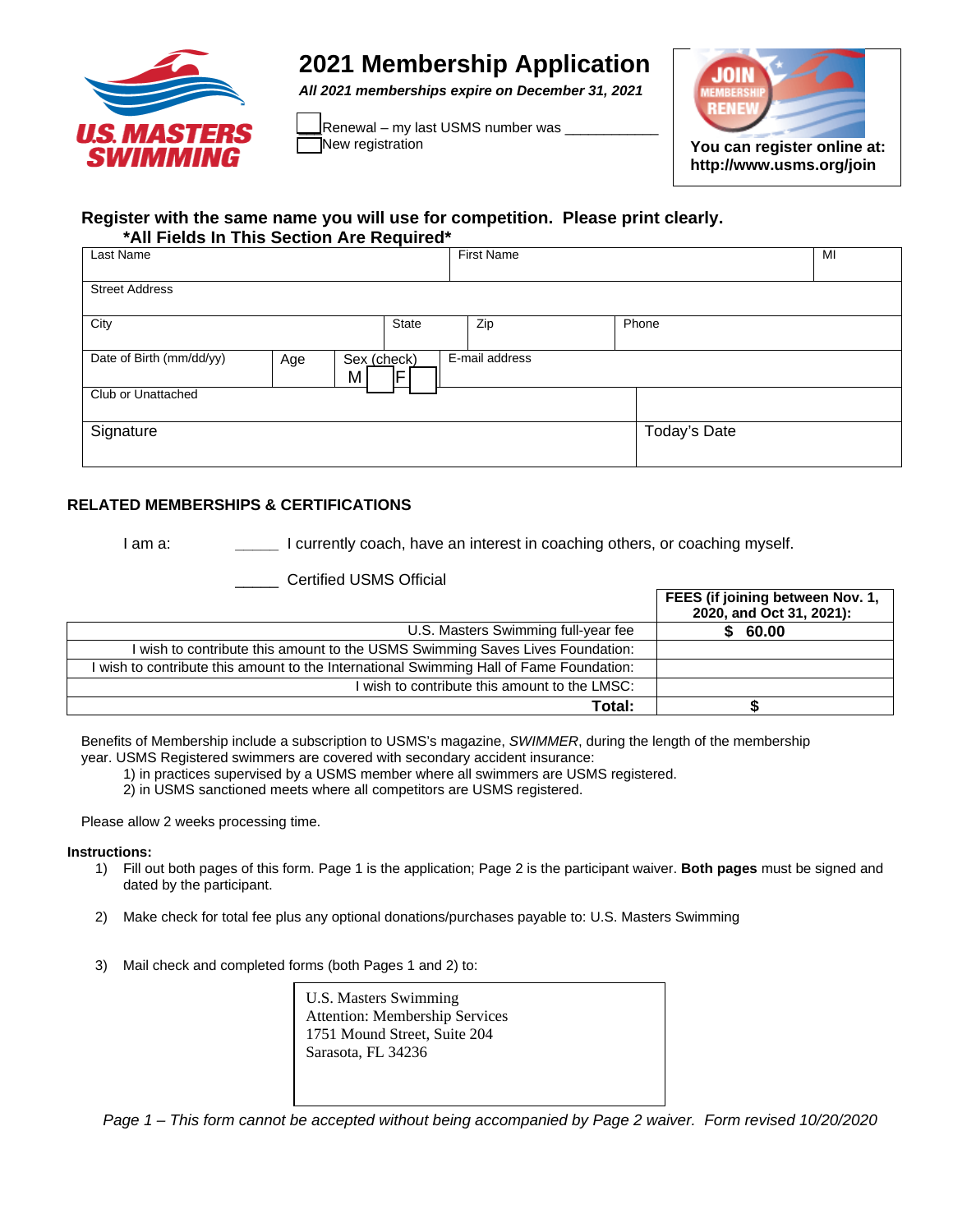US MASTERS SWIMMING

# 2021 Membership Application

***All 2021 memberships expire on December 31, 2021***

☐ Renewal – my last USMS number was ___________
☐ New registration

JOIN MEMBERSHIP RENEW

**You can register online at: http://www.usms.org/join**

**Register with the same name you will use for competition. Please print clearly.**
**\*All Fields In This Section Are Required\***

| Last Name | | | | First Name | | MI |
|---|---|---|---|---|---|---|
| Street Address | | | | | | |
| City | | | State | Zip | Phone | |
| Date of Birth (mm/dd/yy) | Age | Sex (check) M ☐ F ☐ | E-mail address | | | |
| Club or Unattached | | | | | | |
| Signature | | | | | Today's Date | |

## RELATED MEMBERSHIPS & CERTIFICATIONS

I am a: _____ I currently coach, have an interest in coaching others, or coaching myself.

_____ Certified USMS Official

| | FEES (if joining between Nov. 1, 2020, and Oct 31, 2021): |
|---|---|
| U.S. Masters Swimming full-year fee | $ 60.00 |
| I wish to contribute this amount to the USMS Swimming Saves Lives Foundation: | |
| I wish to contribute this amount to the International Swimming Hall of Fame Foundation: | |
| I wish to contribute this amount to the LMSC: | |
| **Total:** | **$** |

Benefits of Membership include a subscription to USMS's magazine, *SWIMMER*, during the length of the membership year. USMS Registered swimmers are covered with secondary accident insurance:
1) in practices supervised by a USMS member where all swimmers are USMS registered.
2) in USMS sanctioned meets where all competitors are USMS registered.

Please allow 2 weeks processing time.

**Instructions:**

1) Fill out both pages of this form. Page 1 is the application; Page 2 is the participant waiver. **Both pages** must be signed and dated by the participant.

2) Make check for total fee plus any optional donations/purchases payable to: U.S. Masters Swimming

3) Mail check and completed forms (both Pages 1 and 2) to:

U.S. Masters Swimming
Attention: Membership Services
1751 Mound Street, Suite 204
Sarasota, FL 34236

*Page 1 – This form cannot be accepted without being accompanied by Page 2 waiver. Form revised 10/20/2020*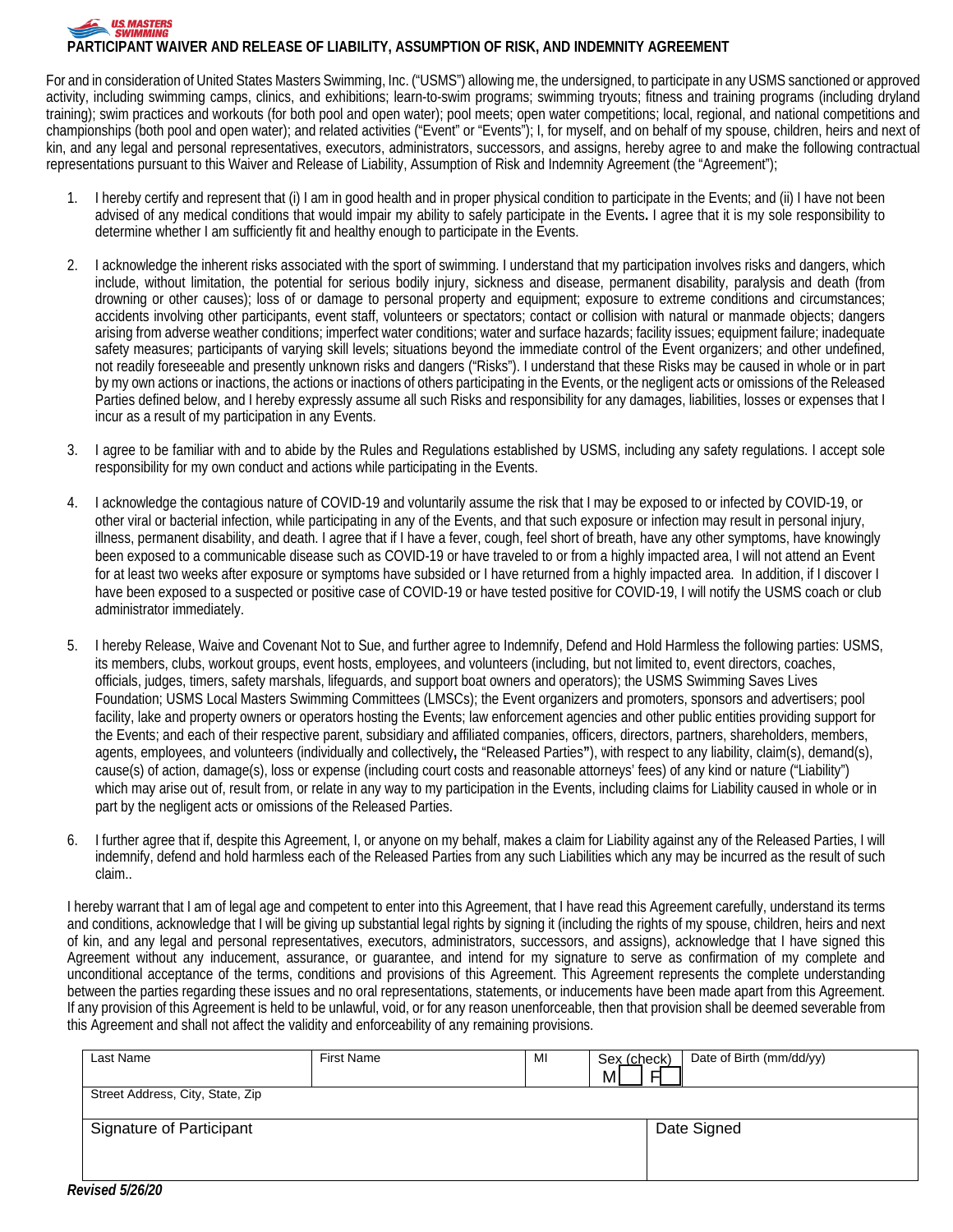U.S. MASTERS SWIMMING

# PARTICIPANT WAIVER AND RELEASE OF LIABILITY, ASSUMPTION OF RISK, AND INDEMNITY AGREEMENT

For and in consideration of United States Masters Swimming, Inc. ("USMS") allowing me, the undersigned, to participate in any USMS sanctioned or approved activity, including swimming camps, clinics, and exhibitions; learn-to-swim programs; swimming tryouts; fitness and training programs (including dryland training); swim practices and workouts (for both pool and open water); pool meets; open water competitions; local, regional, and national competitions and championships (both pool and open water); and related activities ("Event" or "Events"); I, for myself, and on behalf of my spouse, children, heirs and next of kin, and any legal and personal representatives, executors, administrators, successors, and assigns, hereby agree to and make the following contractual representations pursuant to this Waiver and Release of Liability, Assumption of Risk and Indemnity Agreement (the "Agreement");

1. I hereby certify and represent that (i) I am in good health and in proper physical condition to participate in the Events; and (ii) I have not been advised of any medical conditions that would impair my ability to safely participate in the Events**.** I agree that it is my sole responsibility to determine whether I am sufficiently fit and healthy enough to participate in the Events.

2. I acknowledge the inherent risks associated with the sport of swimming. I understand that my participation involves risks and dangers, which include, without limitation, the potential for serious bodily injury, sickness and disease, permanent disability, paralysis and death (from drowning or other causes); loss of or damage to personal property and equipment; exposure to extreme conditions and circumstances; accidents involving other participants, event staff, volunteers or spectators; contact or collision with natural or manmade objects; dangers arising from adverse weather conditions; imperfect water conditions; water and surface hazards; facility issues; equipment failure; inadequate safety measures; participants of varying skill levels; situations beyond the immediate control of the Event organizers; and other undefined, not readily foreseeable and presently unknown risks and dangers ("Risks"). I understand that these Risks may be caused in whole or in part by my own actions or inactions, the actions or inactions of others participating in the Events, or the negligent acts or omissions of the Released Parties defined below, and I hereby expressly assume all such Risks and responsibility for any damages, liabilities, losses or expenses that I incur as a result of my participation in any Events.

3. I agree to be familiar with and to abide by the Rules and Regulations established by USMS, including any safety regulations. I accept sole responsibility for my own conduct and actions while participating in the Events.

4. I acknowledge the contagious nature of COVID-19 and voluntarily assume the risk that I may be exposed to or infected by COVID-19, or other viral or bacterial infection, while participating in any of the Events, and that such exposure or infection may result in personal injury, illness, permanent disability, and death. I agree that if I have a fever, cough, feel short of breath, have any other symptoms, have knowingly been exposed to a communicable disease such as COVID-19 or have traveled to or from a highly impacted area, I will not attend an Event for at least two weeks after exposure or symptoms have subsided or I have returned from a highly impacted area. In addition, if I discover I have been exposed to a suspected or positive case of COVID-19 or have tested positive for COVID-19, I will notify the USMS coach or club administrator immediately.

5. I hereby Release, Waive and Covenant Not to Sue, and further agree to Indemnify, Defend and Hold Harmless the following parties: USMS, its members, clubs, workout groups, event hosts, employees, and volunteers (including, but not limited to, event directors, coaches, officials, judges, timers, safety marshals, lifeguards, and support boat owners and operators); the USMS Swimming Saves Lives Foundation; USMS Local Masters Swimming Committees (LMSCs); the Event organizers and promoters, sponsors and advertisers; pool facility, lake and property owners or operators hosting the Events; law enforcement agencies and other public entities providing support for the Events; and each of their respective parent, subsidiary and affiliated companies, officers, directors, partners, shareholders, members, agents, employees, and volunteers (individually and collectively**,** the "Released Parties**"**), with respect to any liability, claim(s), demand(s), cause(s) of action, damage(s), loss or expense (including court costs and reasonable attorneys' fees) of any kind or nature ("Liability") which may arise out of, result from, or relate in any way to my participation in the Events, including claims for Liability caused in whole or in part by the negligent acts or omissions of the Released Parties.

6. I further agree that if, despite this Agreement, I, or anyone on my behalf, makes a claim for Liability against any of the Released Parties, I will indemnify, defend and hold harmless each of the Released Parties from any such Liabilities which any may be incurred as the result of such claim..

I hereby warrant that I am of legal age and competent to enter into this Agreement, that I have read this Agreement carefully, understand its terms and conditions, acknowledge that I will be giving up substantial legal rights by signing it (including the rights of my spouse, children, heirs and next of kin, and any legal and personal representatives, executors, administrators, successors, and assigns), acknowledge that I have signed this Agreement without any inducement, assurance, or guarantee, and intend for my signature to serve as confirmation of my complete and unconditional acceptance of the terms, conditions and provisions of this Agreement. This Agreement represents the complete understanding between the parties regarding these issues and no oral representations, statements, or inducements have been made apart from this Agreement. If any provision of this Agreement is held to be unlawful, void, or for any reason unenforceable, then that provision shall be deemed severable from this Agreement and shall not affect the validity and enforceability of any remaining provisions.

| | | | | |
|---|---|---|---|---|
| Last Name | First Name | MI | Sex (check) M ☐ F ☐ | Date of Birth (mm/dd/yy) |
| Street Address, City, State, Zip | | | | |
| Signature of Participant | | | Date Signed | |

*Revised 5/26/20*